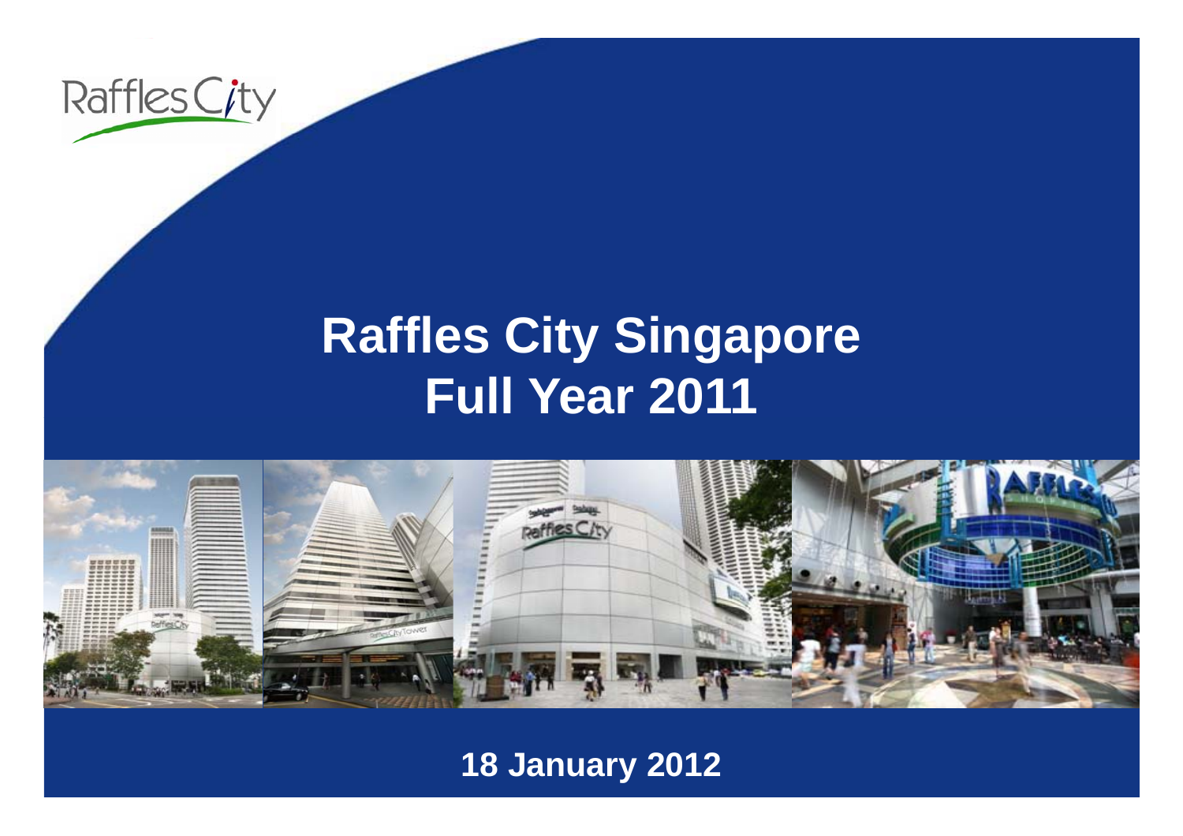Raffles City

# Raffles City Singapore
# Full Year 2011

18 January 2012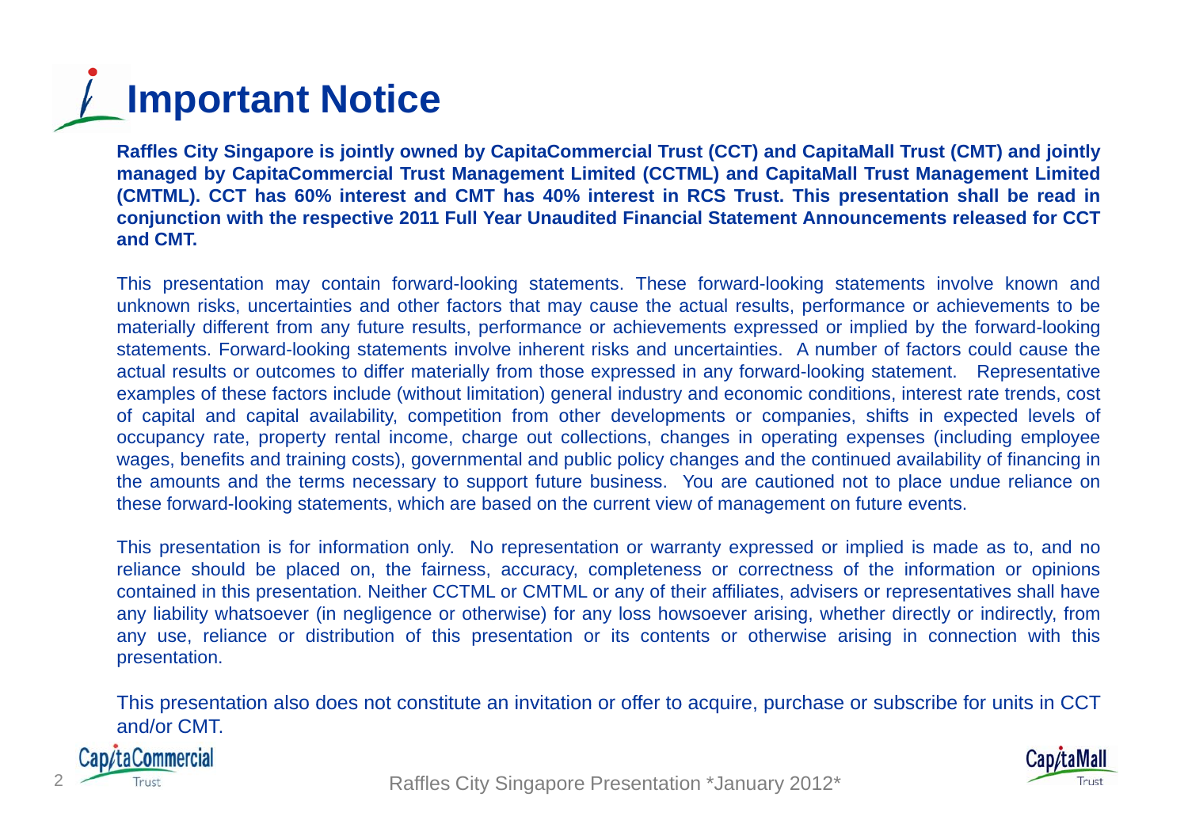# Important Notice

**Raffles City Singapore is jointly owned by CapitaCommercial Trust (CCT) and CapitaMall Trust (CMT) and jointly managed by CapitaCommercial Trust Management Limited (CCTML) and CapitaMall Trust Management Limited (CMTML). CCT has 60% interest and CMT has 40% interest in RCS Trust. This presentation shall be read in conjunction with the respective 2011 Full Year Unaudited Financial Statement Announcements released for CCT and CMT.**

This presentation may contain forward-looking statements. These forward-looking statements involve known and unknown risks, uncertainties and other factors that may cause the actual results, performance or achievements to be materially different from any future results, performance or achievements expressed or implied by the forward-looking statements. Forward-looking statements involve inherent risks and uncertainties. A number of factors could cause the actual results or outcomes to differ materially from those expressed in any forward-looking statement. Representative examples of these factors include (without limitation) general industry and economic conditions, interest rate trends, cost of capital and capital availability, competition from other developments or companies, shifts in expected levels of occupancy rate, property rental income, charge out collections, changes in operating expenses (including employee wages, benefits and training costs), governmental and public policy changes and the continued availability of financing in the amounts and the terms necessary to support future business. You are cautioned not to place undue reliance on these forward-looking statements, which are based on the current view of management on future events.

This presentation is for information only. No representation or warranty expressed or implied is made as to, and no reliance should be placed on, the fairness, accuracy, completeness or correctness of the information or opinions contained in this presentation. Neither CCTML or CMTML or any of their affiliates, advisers or representatives shall have any liability whatsoever (in negligence or otherwise) for any loss howsoever arising, whether directly or indirectly, from any use, reliance or distribution of this presentation or its contents or otherwise arising in connection with this presentation.

This presentation also does not constitute an invitation or offer to acquire, purchase or subscribe for units in CCT and/or CMT.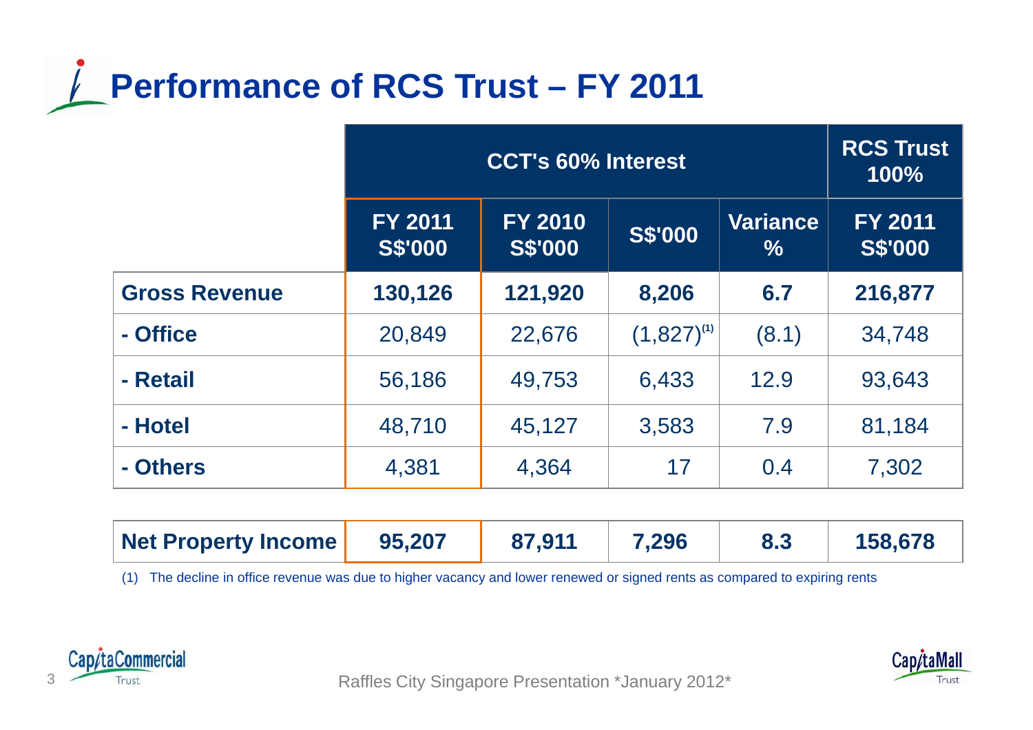# Performance of RCS Trust – FY 2011

| | CCT's 60% Interest | | | | RCS Trust 100% |
|---|---|---|---|---|---|
| | FY 2011 S$'000 | FY 2010 S$'000 | S$'000 | Variance % | FY 2011 S$'000 |
| **Gross Revenue** | **130,126** | **121,920** | **8,206** | **6.7** | **216,877** |
| **- Office** | 20,849 | 22,676 | (1,827)[1] | (8.1) | 34,748 |
| **- Retail** | 56,186 | 49,753 | 6,433 | 12.9 | 93,643 |
| **- Hotel** | 48,710 | 45,127 | 3,583 | 7.9 | 81,184 |
| **- Others** | 4,381 | 4,364 | 17 | 0.4 | 7,302 |
| **Net Property Income** | **95,207** | **87,911** | **7,296** | **8.3** | **158,678** |

(1) The decline in office revenue was due to higher vacancy and lower renewed or signed rents as compared to expiring rents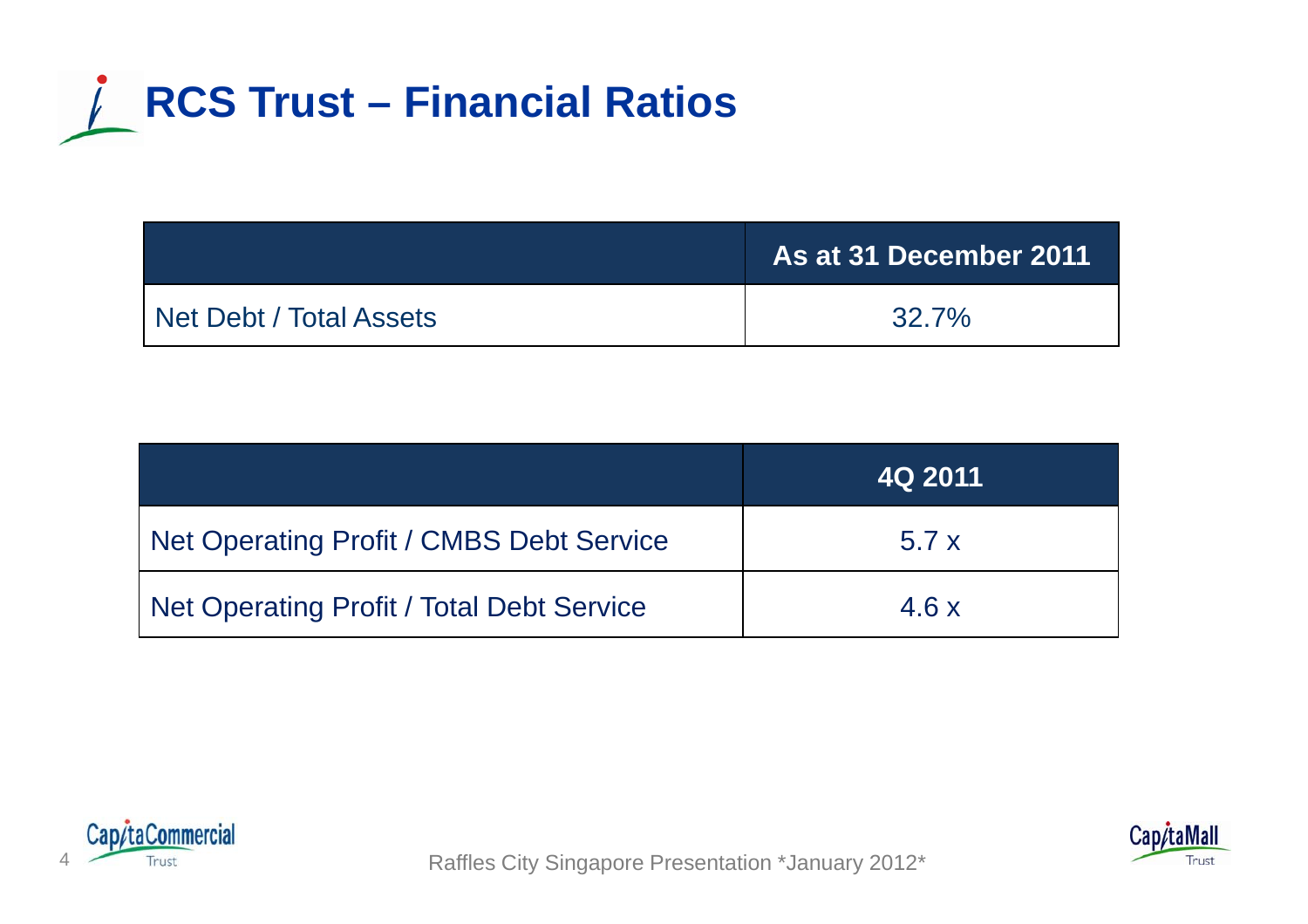# RCS Trust – Financial Ratios

| | As at 31 December 2011 |
|---|---|
| Net Debt / Total Assets | 32.7% |

| | 4Q 2011 |
|---|---|
| Net Operating Profit / CMBS Debt Service | 5.7 x |
| Net Operating Profit / Total Debt Service | 4.6 x |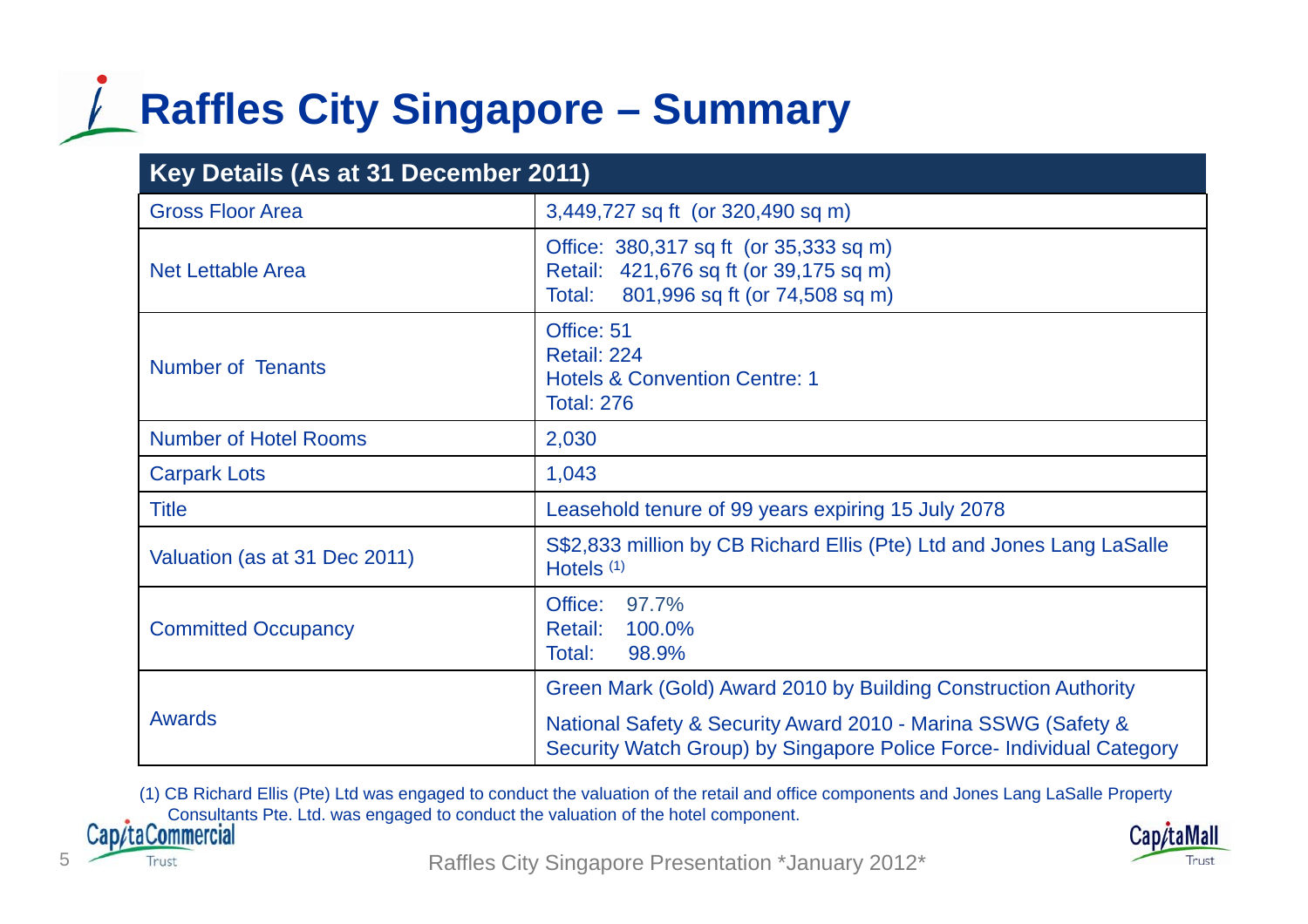# Raffles City Singapore – Summary

| Key Details (As at 31 December 2011) | |
|---|---|
| Gross Floor Area | 3,449,727 sq ft (or 320,490 sq m) |
| Net Lettable Area | Office: 380,317 sq ft (or 35,333 sq m)<br>Retail: 421,676 sq ft (or 39,175 sq m)<br>Total: 801,996 sq ft (or 74,508 sq m) |
| Number of Tenants | Office: 51<br>Retail: 224<br>Hotels & Convention Centre: 1<br>Total: 276 |
| Number of Hotel Rooms | 2,030 |
| Carpark Lots | 1,043 |
| Title | Leasehold tenure of 99 years expiring 15 July 2078 |
| Valuation (as at 31 Dec 2011) | S$2,833 million by CB Richard Ellis (Pte) Ltd and Jones Lang LaSalle Hotels (1) |
| Committed Occupancy | Office: 97.7%<br>Retail: 100.0%<br>Total: 98.9% |
| Awards | Green Mark (Gold) Award 2010 by Building Construction Authority<br>National Safety & Security Award 2010 - Marina SSWG (Safety & Security Watch Group) by Singapore Police Force- Individual Category |

(1) CB Richard Ellis (Pte) Ltd was engaged to conduct the valuation of the retail and office components and Jones Lang LaSalle Property Consultants Pte. Ltd. was engaged to conduct the valuation of the hotel component.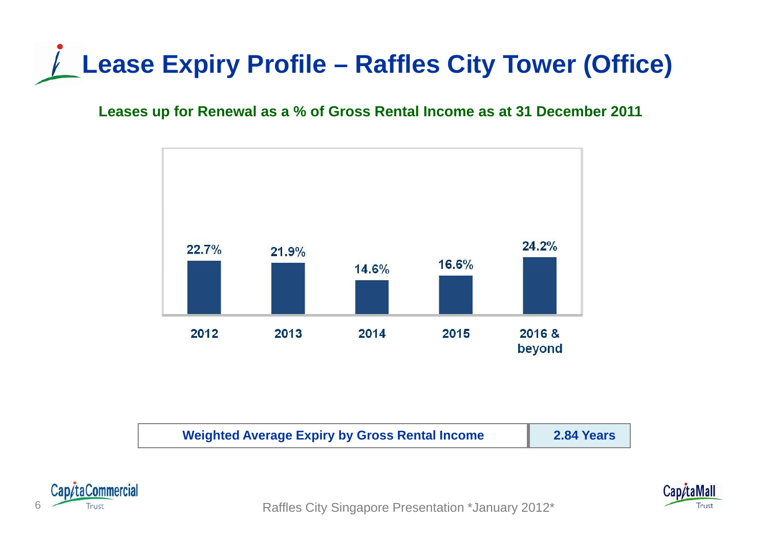# Lease Expiry Profile – Raffles City Tower (Office)

**Leases up for Renewal as a % of Gross Rental Income as at 31 December 2011**

| 2012 | 2013 | 2014 | 2015 | 2016 & beyond |
|---|---|---|---|---|
| 22.7% | 21.9% | 14.6% | 16.6% | 24.2% |

| Weighted Average Expiry by Gross Rental Income | 2.84 Years |
|---|---|

Raffles City Singapore Presentation *January 2012*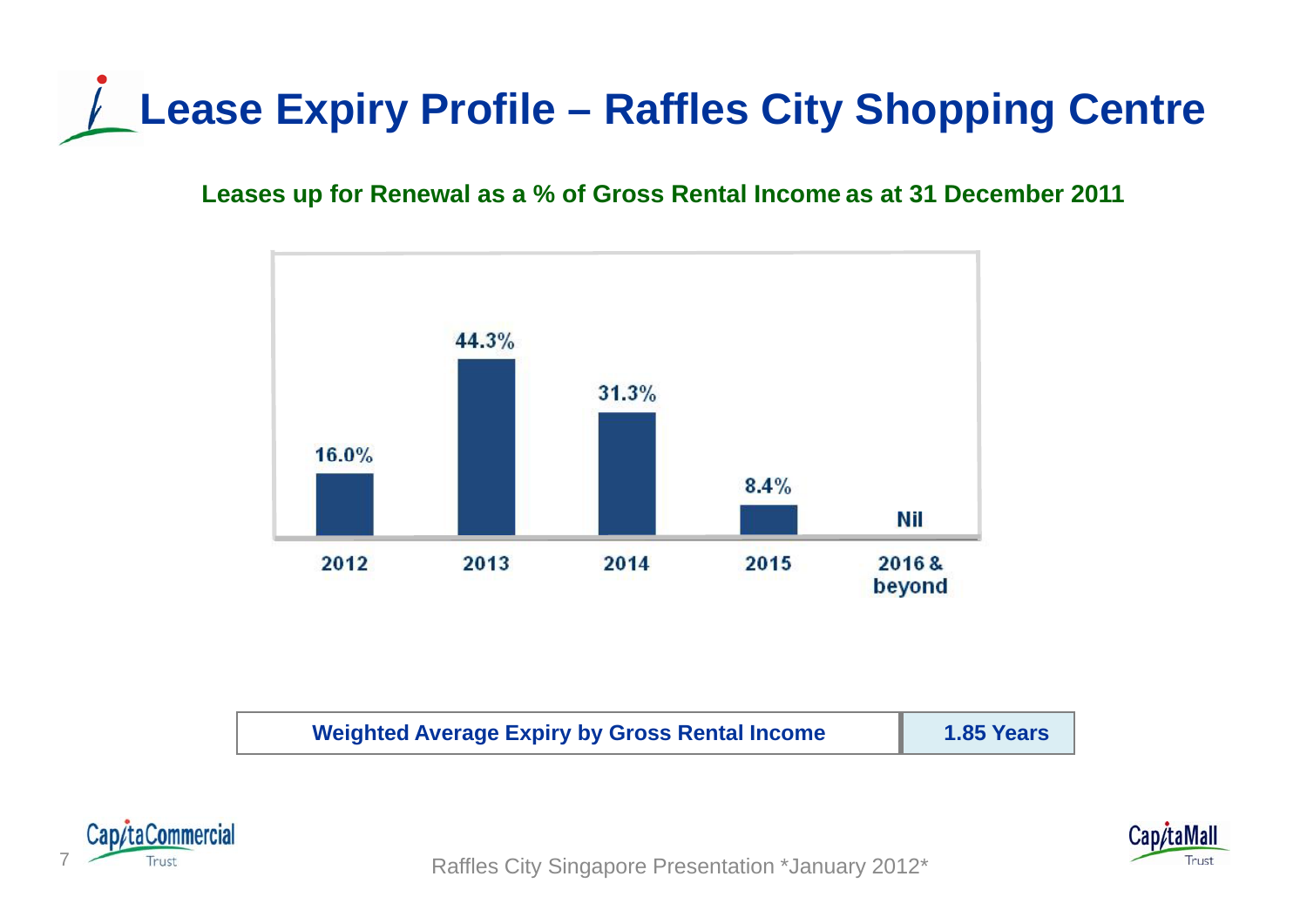# Lease Expiry Profile – Raffles City Shopping Centre

**Leases up for Renewal as a % of Gross Rental Income as at 31 December 2011**

| 2012 | 2013 | 2014 | 2015 | 2016 & beyond |
|---|---|---|---|---|
| 16.0% | 44.3% | 31.3% | 8.4% | Nil |

| Weighted Average Expiry by Gross Rental Income | 1.85 Years |
|---|---|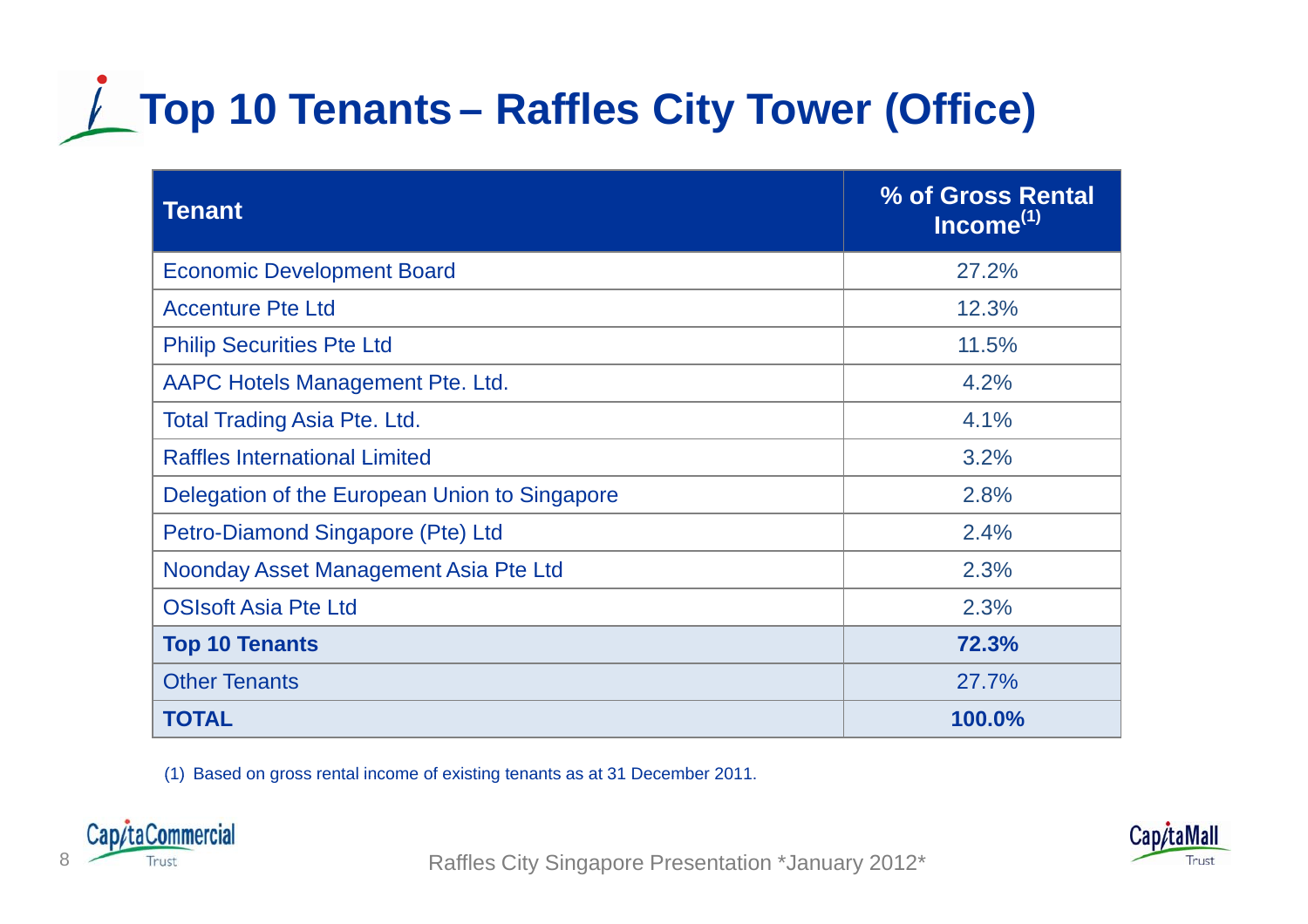# Top 10 Tenants – Raffles City Tower (Office)

| Tenant | % of Gross Rental Income[1] |
|---|---|
| Economic Development Board | 27.2% |
| Accenture Pte Ltd | 12.3% |
| Philip Securities Pte Ltd | 11.5% |
| AAPC Hotels Management Pte. Ltd. | 4.2% |
| Total Trading Asia Pte. Ltd. | 4.1% |
| Raffles International Limited | 3.2% |
| Delegation of the European Union to Singapore | 2.8% |
| Petro-Diamond Singapore (Pte) Ltd | 2.4% |
| Noonday Asset Management Asia Pte Ltd | 2.3% |
| OSIsoft Asia Pte Ltd | 2.3% |
| **Top 10 Tenants** | **72.3%** |
| Other Tenants | 27.7% |
| **TOTAL** | **100.0%** |

(1) Based on gross rental income of existing tenants as at 31 December 2011.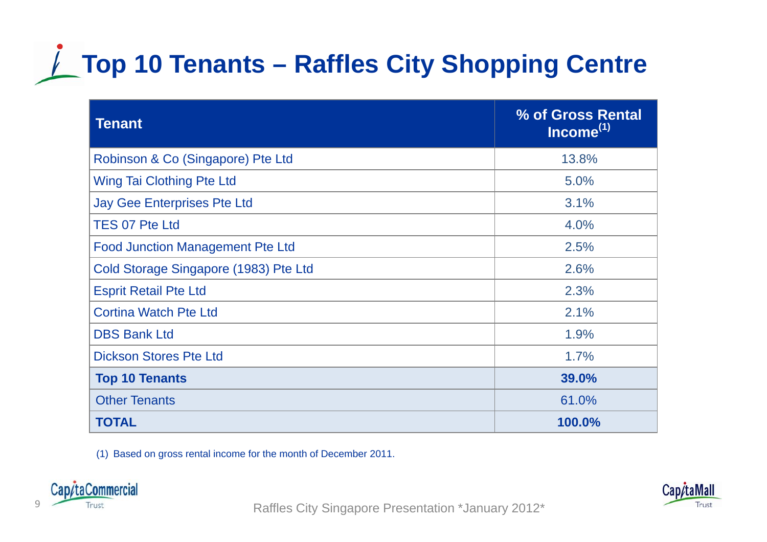# Top 10 Tenants – Raffles City Shopping Centre

| Tenant | % of Gross Rental Income[1] |
|---|---|
| Robinson & Co (Singapore) Pte Ltd | 13.8% |
| Wing Tai Clothing Pte Ltd | 5.0% |
| Jay Gee Enterprises Pte Ltd | 3.1% |
| TES 07 Pte Ltd | 4.0% |
| Food Junction Management Pte Ltd | 2.5% |
| Cold Storage Singapore (1983) Pte Ltd | 2.6% |
| Esprit Retail Pte Ltd | 2.3% |
| Cortina Watch Pte Ltd | 2.1% |
| DBS Bank Ltd | 1.9% |
| Dickson Stores Pte Ltd | 1.7% |
| **Top 10 Tenants** | **39.0%** |
| Other Tenants | 61.0% |
| **TOTAL** | **100.0%** |

(1) Based on gross rental income for the month of December 2011.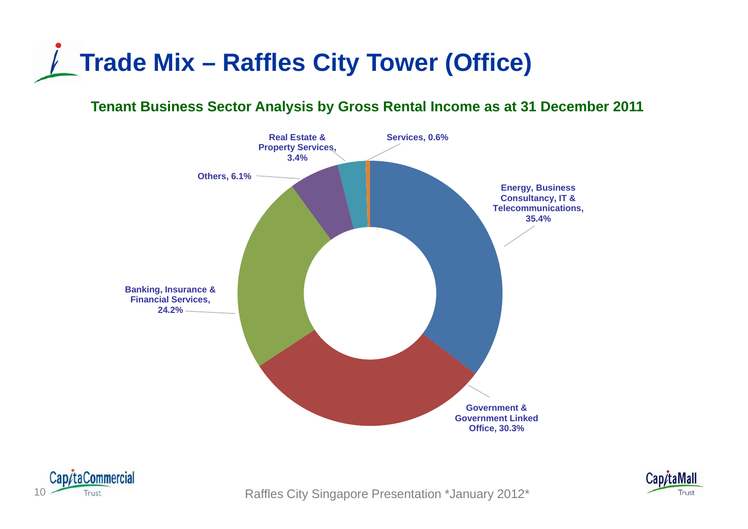# Trade Mix – Raffles City Tower (Office)

**Tenant Business Sector Analysis by Gross Rental Income as at 31 December 2011**

| Sector | % |
|---|---|
| Energy, Business Consultancy, IT & Telecommunications | 35.4% |
| Government & Government Linked Office | 30.3% |
| Banking, Insurance & Financial Services | 24.2% |
| Others | 6.1% |
| Real Estate & Property Services | 3.4% |
| Services | 0.6% |

Raffles City Singapore Presentation *January 2012*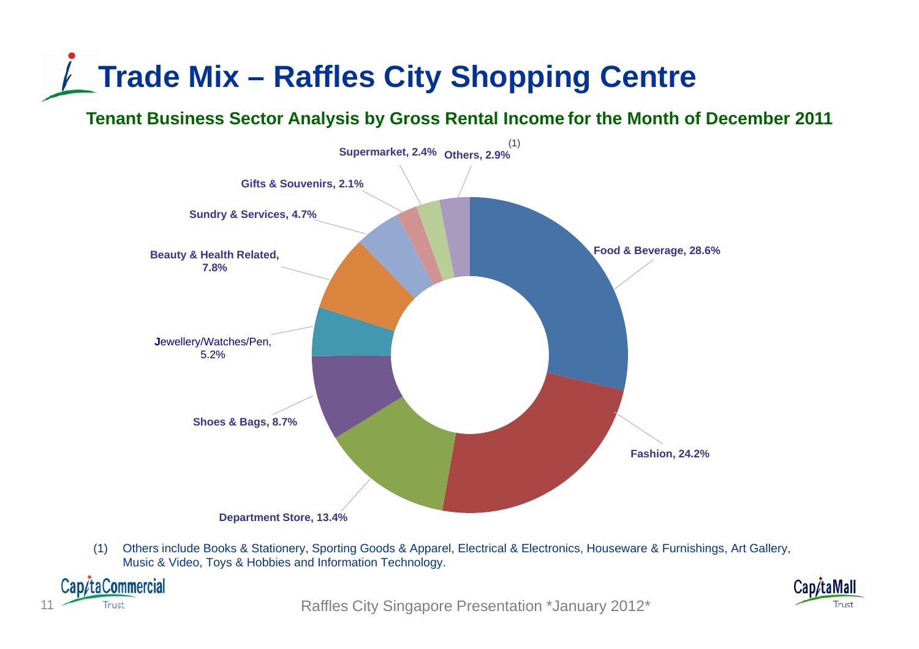# Trade Mix – Raffles City Shopping Centre

## Tenant Business Sector Analysis by Gross Rental Income for the Month of December 2011

| Sector | Share |
| --- | --- |
| Food & Beverage | 28.6% |
| Fashion | 24.2% |
| Department Store | 13.4% |
| Shoes & Bags | 8.7% |
| Jewellery/Watches/Pen | 5.2% |
| Beauty & Health Related | 7.8% |
| Sundry & Services | 4.7% |
| Gifts & Souvenirs | 2.1% |
| Supermarket | 2.4% |
| Others[1] | 2.9% |

(1) Others include Books & Stationery, Sporting Goods & Apparel, Electrical & Electronics, Houseware & Furnishings, Art Gallery, Music & Video, Toys & Hobbies and Information Technology.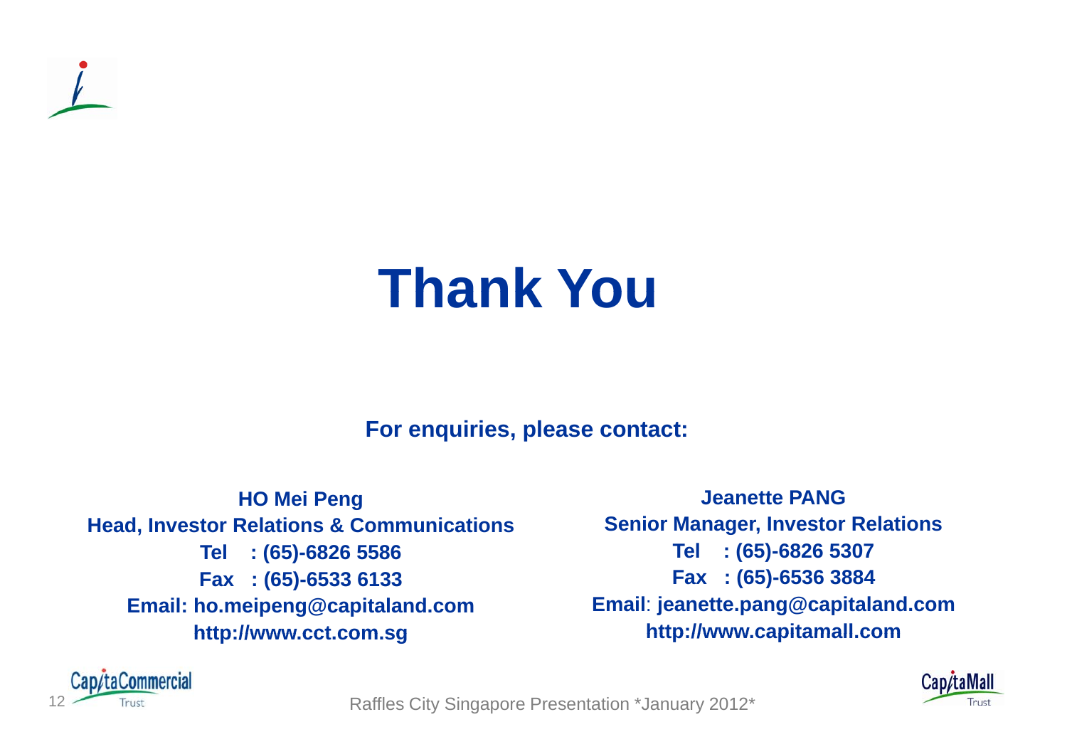# Thank You

**For enquiries, please contact:**

**HO Mei Peng**
**Head, Investor Relations & Communications**
**Tel : (65)-6826 5586**
**Fax : (65)-6533 6133**
**Email: ho.meipeng@capitaland.com**
**http://www.cct.com.sg**

**Jeanette PANG**
**Senior Manager, Investor Relations**
**Tel : (65)-6826 5307**
**Fax : (65)-6536 3884**
**Email: jeanette.pang@capitaland.com**
**http://www.capitamall.com**